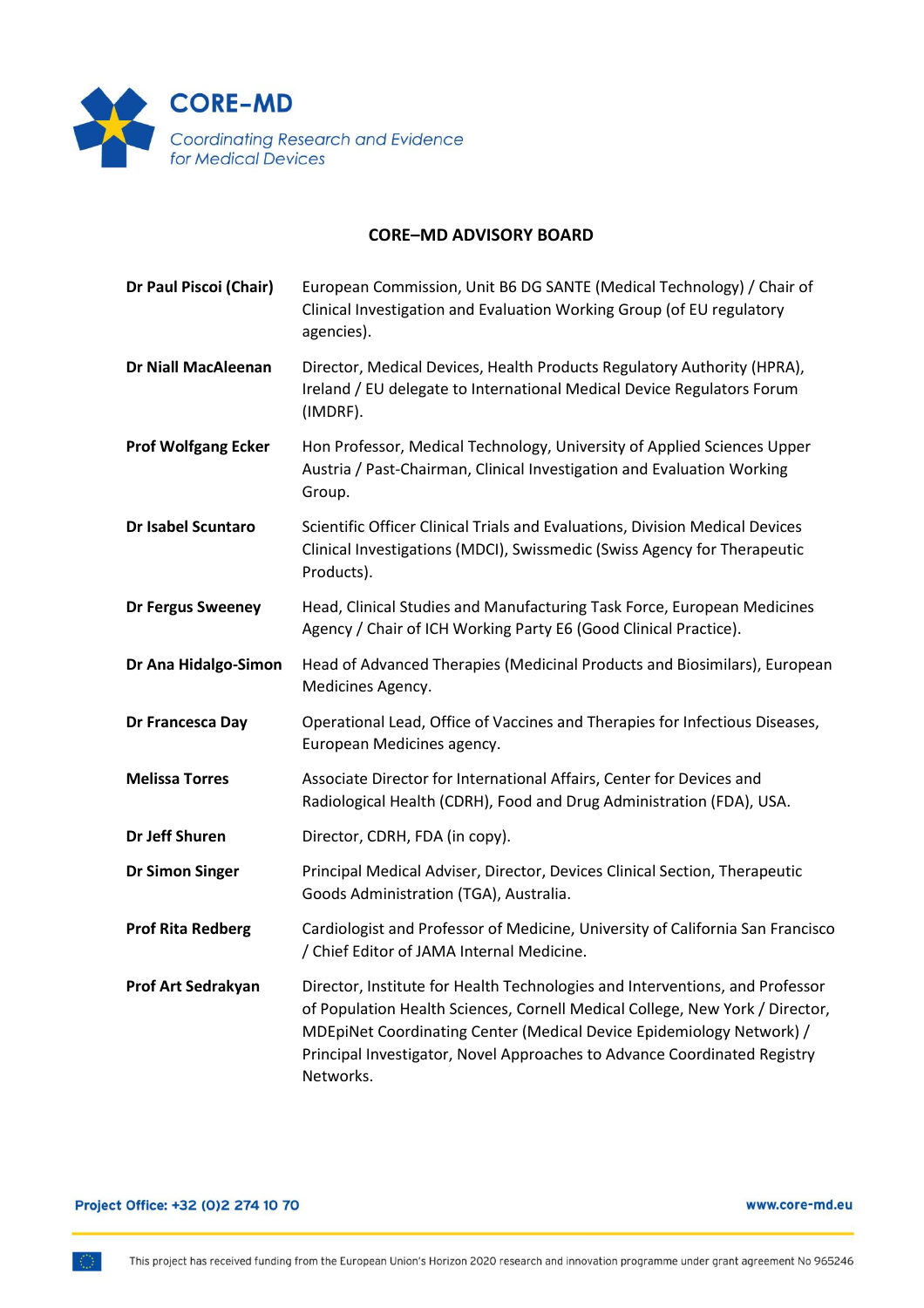**CORE–MD**

*Coordinating Research and Evidence for Medical Devices*

## CORE–MD ADVISORY BOARD

| | |
|---|---|
| **Dr Paul Piscoi (Chair)** | European Commission, Unit B6 DG SANTE (Medical Technology) / Chair of Clinical Investigation and Evaluation Working Group (of EU regulatory agencies). |
| **Dr Niall MacAleenan** | Director, Medical Devices, Health Products Regulatory Authority (HPRA), Ireland / EU delegate to International Medical Device Regulators Forum (IMDRF). |
| **Prof Wolfgang Ecker** | Hon Professor, Medical Technology, University of Applied Sciences Upper Austria / Past-Chairman, Clinical Investigation and Evaluation Working Group. |
| **Dr Isabel Scuntaro** | Scientific Officer Clinical Trials and Evaluations, Division Medical Devices Clinical Investigations (MDCI), Swissmedic (Swiss Agency for Therapeutic Products). |
| **Dr Fergus Sweeney** | Head, Clinical Studies and Manufacturing Task Force, European Medicines Agency / Chair of ICH Working Party E6 (Good Clinical Practice). |
| **Dr Ana Hidalgo-Simon** | Head of Advanced Therapies (Medicinal Products and Biosimilars), European Medicines Agency. |
| **Dr Francesca Day** | Operational Lead, Office of Vaccines and Therapies for Infectious Diseases, European Medicines agency. |
| **Melissa Torres** | Associate Director for International Affairs, Center for Devices and Radiological Health (CDRH), Food and Drug Administration (FDA), USA. |
| **Dr Jeff Shuren** | Director, CDRH, FDA (in copy). |
| **Dr Simon Singer** | Principal Medical Adviser, Director, Devices Clinical Section, Therapeutic Goods Administration (TGA), Australia. |
| **Prof Rita Redberg** | Cardiologist and Professor of Medicine, University of California San Francisco / Chief Editor of JAMA Internal Medicine. |
| **Prof Art Sedrakyan** | Director, Institute for Health Technologies and Interventions, and Professor of Population Health Sciences, Cornell Medical College, New York / Director, MDEpiNet Coordinating Center (Medical Device Epidemiology Network) / Principal Investigator, Novel Approaches to Advance Coordinated Registry Networks. |

Project Office: +32 (0)2 274 10 70

www.core-md.eu

This project has received funding from the European Union's Horizon 2020 research and innovation programme under grant agreement No 965246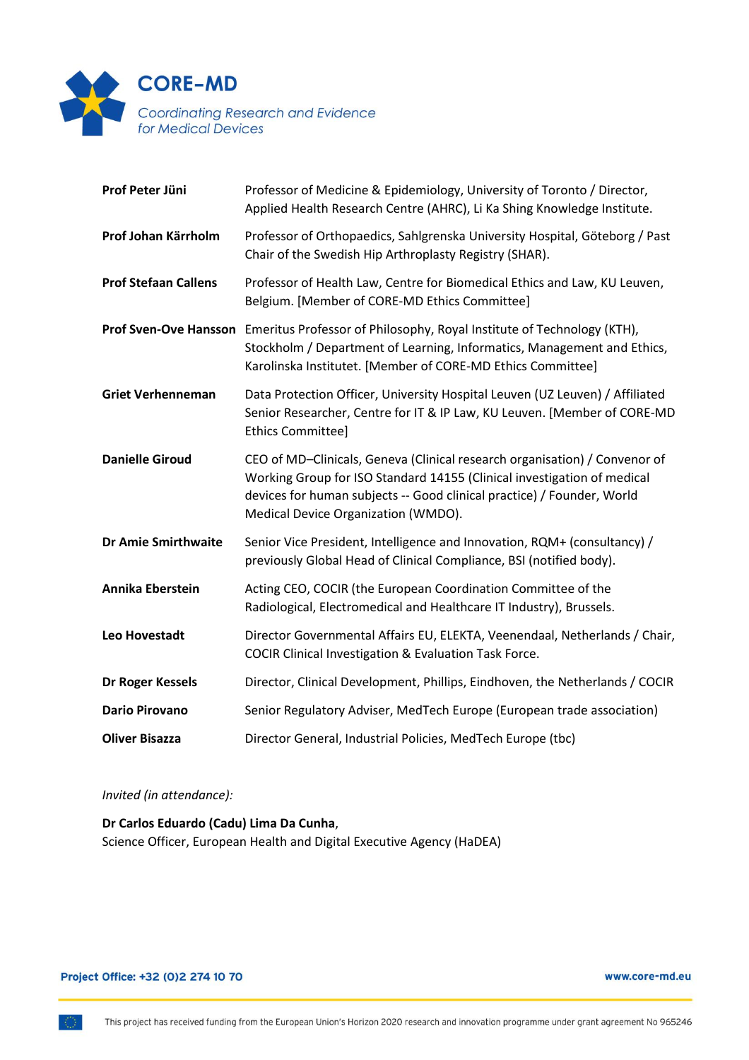| | |
|---|---|
| **Prof Peter Jüni** | Professor of Medicine & Epidemiology, University of Toronto / Director, Applied Health Research Centre (AHRC), Li Ka Shing Knowledge Institute. |
| **Prof Johan Kärrholm** | Professor of Orthopaedics, Sahlgrenska University Hospital, Göteborg / Past Chair of the Swedish Hip Arthroplasty Registry (SHAR). |
| **Prof Stefaan Callens** | Professor of Health Law, Centre for Biomedical Ethics and Law, KU Leuven, Belgium. [Member of CORE-MD Ethics Committee] |
| **Prof Sven-Ove Hansson** | Emeritus Professor of Philosophy, Royal Institute of Technology (KTH), Stockholm / Department of Learning, Informatics, Management and Ethics, Karolinska Institutet. [Member of CORE-MD Ethics Committee] |
| **Griet Verhenneman** | Data Protection Officer, University Hospital Leuven (UZ Leuven) / Affiliated Senior Researcher, Centre for IT & IP Law, KU Leuven. [Member of CORE-MD Ethics Committee] |
| **Danielle Giroud** | CEO of MD–Clinicals, Geneva (Clinical research organisation) / Convenor of Working Group for ISO Standard 14155 (Clinical investigation of medical devices for human subjects -- Good clinical practice) / Founder, World Medical Device Organization (WMDO). |
| **Dr Amie Smirthwaite** | Senior Vice President, Intelligence and Innovation, RQM+ (consultancy) / previously Global Head of Clinical Compliance, BSI (notified body). |
| **Annika Eberstein** | Acting CEO, COCIR (the European Coordination Committee of the Radiological, Electromedical and Healthcare IT Industry), Brussels. |
| **Leo Hovestadt** | Director Governmental Affairs EU, ELEKTA, Veenendaal, Netherlands / Chair, COCIR Clinical Investigation & Evaluation Task Force. |
| **Dr Roger Kessels** | Director, Clinical Development, Phillips, Eindhoven, the Netherlands / COCIR |
| **Dario Pirovano** | Senior Regulatory Adviser, MedTech Europe (European trade association) |
| **Oliver Bisazza** | Director General, Industrial Policies, MedTech Europe (tbc) |

*Invited (in attendance):*

**Dr Carlos Eduardo (Cadu) Lima Da Cunha**,
Science Officer, European Health and Digital Executive Agency (HaDEA)